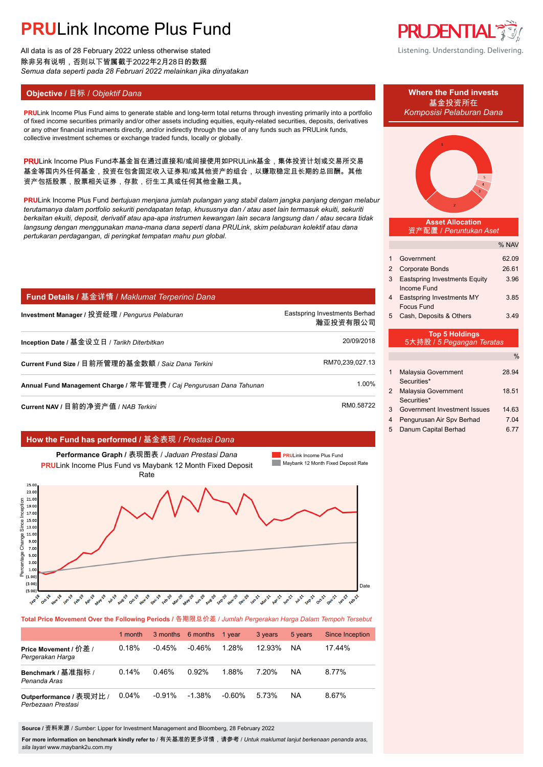# PRULink Income Plus Fund

All data is as of 28 February 2022 unless otherwise stated
除非另有说明，否则以下皆属截于2022年2月28日的数据
*Semua data seperti pada 28 Februari 2022 melainkan jika dinyatakan*

## Objective / 目标 / *Objektif Dana*

**PRU**Link Income Plus Fund aims to generate stable and long-term total returns through investing primarily into a portfolio of fixed income securities primarily and/or other assets including equities, equity-related securities, deposits, derivatives or any other financial instruments directly, and/or indirectly through the use of any funds such as PRULink funds, collective investment schemes or exchange traded funds, locally or globally.

**PRU**Link Income Plus Fund本基金旨在通过直接和/或间接使用如PRULink基金，集体投资计划或交易所交易基金等国内外任何基金，投资在包含固定收入证券和/或其他资产的组合，以赚取稳定长期的总回酬。其他资产包括股票，股票相关证券，存款，衍生工具或任何其他金融工具。

**PRU**Link Income Plus Fund *bertujuan menjana jumlah pulangan yang stabil dalam jangka panjang dengan melabur terutamanya dalam portfolio sekuriti pendapatan tetap, khususnya dan / atau aset lain termasuk ekuiti, sekuriti berkaitan ekuiti, deposit, derivatif atau apa-apa instrumen kewangan lain secara langsung dan / atau secara tidak langsung dengan menggunakan mana-mana dana seperti dana PRULink, skim pelaburan kolektif atau dana pertukaran perdagangan, di peringkat tempatan mahu pun global.*

## Fund Details / 基金详情 / *Maklumat Terperinci Dana*

| | |
|---|---|
| **Investment Manager / 投资经理 /** *Pengurus Pelaburan* | Eastspring Investments Berhad 瀚亚投资有限公司 |
| **Inception Date / 基金设立日 /** *Tarikh Diterbitkan* | 20/09/2018 |
| **Current Fund Size / 目前所管理的基金数额 /** *Saiz Dana Terkini* | RM70,239,027.13 |
| **Annual Fund Management Charge / 常年管理费 /** *Caj Pengurusan Dana Tahunan* | 1.00% |
| **Current NAV / 目前的净资产值 /** *NAB Terkini* | RM0.58722 |

## How the Fund has performed / 基金表现 / *Prestasi Dana*

**Performance Graph / 表现图表 /** *Jaduan Prestasi Dana*
**PRU**Link Income Plus Fund vs Maybank 12 Month Fixed Deposit Rate

**Total Price Movement Over the Following Periods / 各期限总价差 /** *Jumlah Pergerakan Harga Dalam Tempoh Tersebut*

| | 1 month | 3 months | 6 months | 1 year | 3 years | 5 years | Since Inception |
|---|---|---|---|---|---|---|---|
| **Price Movement / 价差 /** *Pergerakan Harga* | 0.18% | -0.45% | -0.46% | 1.28% | 12.93% | NA | 17.44% |
| **Benchmark / 基准指标 /** *Penanda Aras* | 0.14% | 0.46% | 0.92% | 1.88% | 7.20% | NA | 8.77% |
| **Outperformance / 表现对比 /** *Perbezaan Prestasi* | 0.04% | -0.91% | -1.38% | -0.60% | 5.73% | NA | 8.67% |

**Source / 资料来源 /** *Sumber*: Lipper for Investment Management and Bloomberg, 28 February 2022

**For more information on benchmark kindly refer to / 有关基准的更多详情，请参考 /** *Untuk maklumat lanjut berkenaan penanda aras, sila layari* www.maybank2u.com.my

## Where the Fund invests / 基金投资所在 / *Komposisi Pelaburan Dana*

### Asset Allocation / 资产配置 / *Peruntukan Aset*

| | | % NAV |
|---|---|---|
| 1 | Government | 62.09 |
| 2 | Corporate Bonds | 26.61 |
| 3 | Eastspring Investments Equity Income Fund | 3.96 |
| 4 | Eastspring Investments MY Focus Fund | 3.85 |
| 5 | Cash, Deposits & Others | 3.49 |

### Top 5 Holdings / 5大持股 / *5 Pegangan Teratas*

| | | % |
|---|---|---|
| 1 | Malaysia Government Securities* | 28.94 |
| 2 | Malaysia Government Securities* | 18.51 |
| 3 | Government Investment Issues | 14.63 |
| 4 | Pengurusan Air Spv Berhad | 7.04 |
| 5 | Danum Capital Berhad | 6.77 |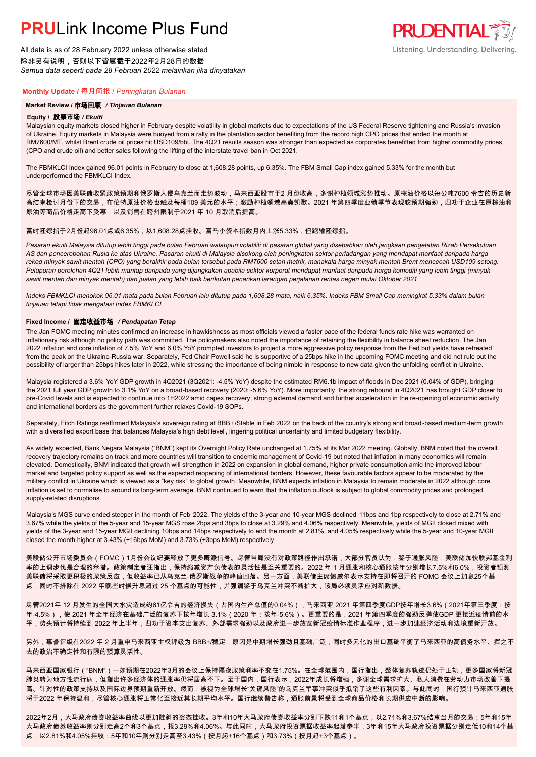# **PRU**Link Income Plus Fund

All data is as of 28 February 2022 unless otherwise stated
除非另有说明，否则以下皆属截于2022年2月28日的数据
*Semua data seperti pada 28 Februari 2022 melainkan jika dinyatakan*

## Monthly Update / 每月简报 / *Peningkatan Bulanan*

### Market Review / 市场回顾 / *Tinjauan Bulanan*

#### Equity / 股票市场 / *Ekuiti*

Malaysian equity markets closed higher in February despite volatility in global markets due to expectations of the US Federal Reserve tightening and Russia's invasion of Ukraine. Equity markets in Malaysia were buoyed from a rally in the plantation sector benefiting from the record high CPO prices that ended the month at RM7600/MT, whilst Brent crude oil prices hit USD109/bbl. The 4Q21 results season was stronger than expected as corporates benefitted from higher commodity prices (CPO and crude oil) and better sales following the lifting of the interstate travel ban in Oct 2021.

The FBMKLCI Index gained 96.01 points in February to close at 1,608.28 points, up 6.35%. The FBM Small Cap index gained 5.33% for the month but underperformed the FBMKLCI Index.

尽管全球市场因美联储收紧政策预期和俄罗斯入侵乌克兰而走势波动，马来西亚股市于2 月份收高，多谢种植领域涨势推动。原棕油价格以每公吨7600 令吉的历史新高结束检讨月份下的交易，布伦特原油价格也触及每桶109 美元的水平；激励种植领域高奏凯歌。2021 年第四季度业绩季节表现较预期强劲，归功于企业在原棕油和原油等商品价格走高下受惠，以及销售在跨州限制于2021 年 10 月取消后提高。

富时隆综指于2月份起96.01点或6.35%，以1,608.28点挂收。富马小资本指数月内上涨5.33%，但跑输隆综指。

*Pasaran ekuiti Malaysia ditutup lebih tinggi pada bulan Februari walaupun volatiliti di pasaran global yang disebabkan oleh jangkaan pengetatan Rizab Persekutuan AS dan pencerobohan Rusia ke atas Ukraine. Pasaran ekuiti di Malaysia disokong oleh peningkatan sektor perladangan yang mendapat manfaat daripada harga rekod minyak sawit mentah (CPO) yang berakhir pada bulan tersebut pada RM7600 setan metrik, manakala harga minyak mentah Brent mencecah USD109 setong. Pelaporan perolehan 4Q21 lebih mantap daripada yang dijangkakan apabila sektor korporat mendapat manfaat daripada harga komoditi yang lebih tinggi (minyak sawit mentah dan minyak mentah) dan jualan yang lebih baik berikutan penarikan larangan perjalanan rentas negeri mulai Oktober 2021.*

*Indeks FBMKLCI menokok 96.01 mata pada bulan Februari lalu ditutup pada 1,608.28 mata, naik 6.35%. Indeks FBM Small Cap meningkat 5.33% dalam bulan tinjauan tetapi tidak mengatasi Index FBMKLCI.*

#### Fixed Income / 固定收益市场 / *Pendapatan Tetap*

The Jan FOMC meeting minutes confirmed an increase in hawkishness as most officials viewed a faster pace of the federal funds rate hike was warranted on inflationary risk although no policy path was committed. The policymakers also noted the importance of retaining the flexibility in balance sheet reduction. The Jan 2022 inflation and core inflation of 7.5% YoY and 6.0% YoY prompted investors to project a more aggressive policy response from the Fed but yields have retreated from the peak on the Ukraine-Russia war. Separately, Fed Chair Powell said he is supportive of a 25bps hike in the upcoming FOMC meeting and did not rule out the possibility of larger than 25bps hikes later in 2022, while stressing the importance of being nimble in response to new data given the unfolding conflict in Ukraine.

Malaysia registered a 3.6% YoY GDP growth in 4Q2021 (3Q2021: -4.5% YoY) despite the estimated RM6.1b impact of floods in Dec 2021 (0.04% of GDP), bringing the 2021 full year GDP growth to 3.1% YoY on a broad-based recovery (2020: -5.6% YoY). More importantly, the strong rebound in 4Q2021 has brought GDP closer to pre-Covid levels and is expected to continue into 1H2022 amid capex recovery, strong external demand and further acceleration in the re-opening of economic activity and international borders as the government further relaxes Covid-19 SOPs.

Separately, Fitch Ratings reaffirmed Malaysia's sovereign rating at BBB+/Stable in Feb 2022 on the back of the country's strong and broad-based medium-term growth with a diversified export base that balances Malaysia's high debt level , lingering political uncertainty and limited budgetary flexibility.

As widely expected, Bank Negara Malaysia ("BNM") kept its Overnight Policy Rate unchanged at 1.75% at its Mar 2022 meeting. Globally, BNM noted that the overall recovery trajectory remains on track and more countries will transition to endemic management of Covid-19 but noted that inflation in many economies will remain elevated. Domestically, BNM indicated that growth will strengthen in 2022 on expansion in global demand, higher private consumption amid the improved labour market and targeted policy support as well as the expected reopening of international borders. However, these favourable factors appear to be moderated by the military conflict in Ukraine which is viewed as a "key risk" to global growth. Meanwhile, BNM expects inflation in Malaysia to remain moderate in 2022 although core inflation is set to normalise to around its long-term average. BNM continued to warn that the inflation outlook is subject to global commodity prices and prolonged supply-related disruptions.

Malaysia's MGS curve ended steeper in the month of Feb 2022. The yields of the 3-year and 10-year MGS declined 11bps and 1bp respectively to close at 2.71% and 3.67% while the yields of the 5-year and 15-year MGS rose 2bps and 3bps to close at 3.29% and 4.06% respectively. Meanwhile, yields of MGII closed mixed with yields of the 3-year and 15-year MGII declining 10bps and 14bps respectively to end the month at 2.81%, and 4.05% respectively while the 5-year and 10-year MGII closed the month higher at 3.43% (+16bps MoM) and 3.73% (+3bps MoM) respectively.

美联储公开市场委员会（FOMC）1月份会议纪要释放了更多鹰派信号。尽管当局没有对政策路径作出承诺，大部分官员认为，鉴于通胀风险，美联储加快联邦基金利率的上调步伐是合理的举措。政策制定者还指出，保持缩减资产负债表的灵活性是至关重要的。2022 年 1 月通胀和核心通胀按年分别增长7.5%和6.0%，投资者预测美联储将采取更积极的政策反应，但收益率已从乌克兰-俄罗斯战争的峰值回落。另一方面，美联储主席鲍威尔表示支持在即将召开的 FOMC 会议上加息25个基点，同时不排除在 2022 年晚些时候升息超过 25 个基点的可能性，并强调鉴于乌克兰冲突不断扩大，该局必须灵活应对新数据。

尽管2021年 12 月发生的全国大水灾造成约61亿令吉的经济损失（占国内生产总值的0.04%），马来西亚 2021 年第四季度GDP按年增长3.6%（2021年第三季度：按年-4.5%），使 2021 年全年经济在基础广泛的复苏下按年增长 3.1%（2020 年：按年-5.6%）。更重要的是，2021 年第四季度的强劲反弹使GDP 更接近疫情前的水平，势头预计将持续到 2022 年上半年，归功于资本支出复苏、外部需求强劲以及政府进一步放宽新冠疫情标准作业程序，进一步加速经济活动和边境重新开放。

另外，惠誉评级在2022 年 2 月重申马来西亚主权评级为 BBB+/稳定，原因是中期增长强劲且基础广泛，同时多元化的出口基础平衡了马来西亚的高债务水平、挥之不去的政治不确定性和有限的预算灵活性。

马来西亚国家银行（"BNM"）一如预期在2022年3月的会议上保持隔夜政策利率不变在1.75%。在全球范围内，国行指出，整体复苏轨迹仍处于正轨，更多国家将新冠肺炎转为地方性流行病，但指出许多经济体的通胀率仍将居高不下。至于国内，国行表示，2022年成长将增强，多谢全球需求扩大、私人消费在劳动力市场改善下提高、针对性的政策支持以及国际边界预期重新开放。然而，被视为全球增长"关键风险"的乌克兰军事冲突似乎抵销了这些有利因素。与此同时，国行预计马来西亚通胀将于2022 年保持温和，尽管核心通胀将正常化至接近其长期平均水平。国行继续警告称，通胀前景将受到全球商品价格和长期供应中断的影响。

2022年2月，大马政府债券收益率曲线以更加陡斜的姿态挂收。3年和10年大马政府债券收益率分别下跌11和1个基点，以2.71%和3.67%结束当月的交易；5年和15年大马政府债券收益率则分别走高2个和3个基点，报3.29%和4.06%。与此同时，大马政府投资票据收益率起落参半，3年和15年大马政府投资票据分别走低10和14个基点，以2.81%和4.05%挂收；5年和10年则分别走高至3.43%（按月起+16个基点）和3.73%（按月起+3个基点）。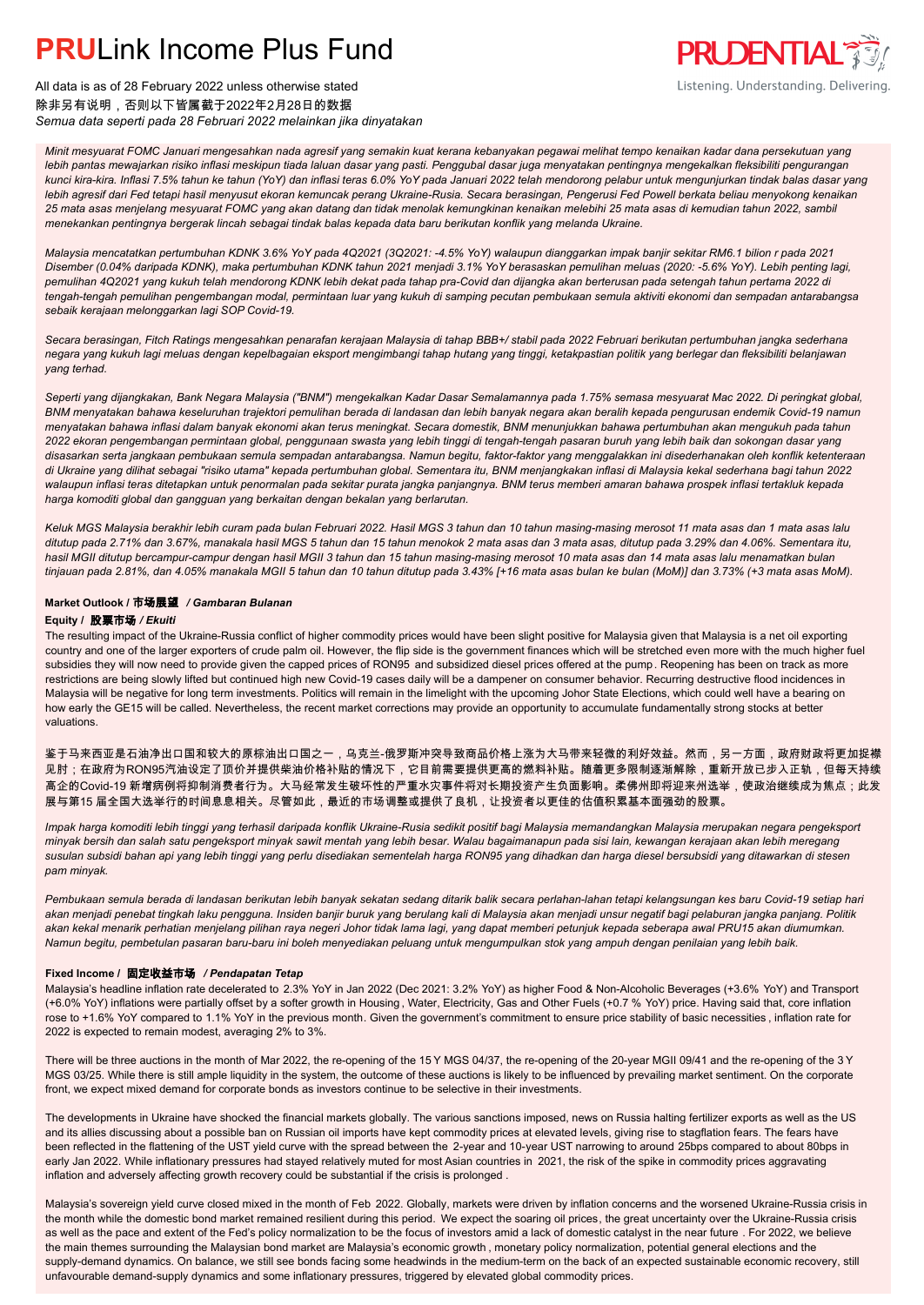# PRULink Income Plus Fund

All data is as of 28 February 2022 unless otherwise stated
除非另有说明，否则以下皆属截于2022年2月28日的数据
*Semua data seperti pada 28 Februari 2022 melainkan jika dinyatakan*

*Minit mesyuarat FOMC Januari mengesahkan nada agresif yang semakin kuat kerana kebanyakan pegawai melihat tempo kenaikan kadar dana persekutuan yang lebih pantas mewajarkan risiko inflasi meskipun tiada laluan dasar yang pasti. Penggubal dasar juga menyatakan pentingnya mengekalkan fleksibiliti pengurangan kunci kira-kira. Inflasi 7.5% tahun ke tahun (YoY) dan inflasi teras 6.0% YoY pada Januari 2022 telah mendorong pelabur untuk menunjurkan tindak balas dasar yang lebih agresif dari Fed tetapi hasil menyusut ekoran kemuncak perang Ukraine-Rusia. Secara berasingan, Pengerusi Fed Powell berkata beliau menyokong kenaikan 25 mata asas menjelang mesyuarat FOMC yang akan datang dan tidak menolak kemungkinan kenaikan melebihi 25 mata asas di kemudian tahun 2022, sambil menekankan pentingnya bergerak lincah sebagai tindak balas kepada data baru berikutan konflik yang melanda Ukraine.*

*Malaysia mencatatkan pertumbuhan KDNK 3.6% YoY pada 4Q2021 (3Q2021: -4.5% YoY) walaupun dianggarkan impak banjir sekitar RM6.1 bilion r pada 2021 Disember (0.04% daripada KDNK), maka pertumbuhan KDNK tahun 2021 menjadi 3.1% YoY berasaskan pemulihan meluas (2020: -5.6% YoY). Lebih penting lagi, pemulihan 4Q2021 yang kukuh telah mendorong KDNK lebih dekat pada tahap pra-Covid dan dijangka akan berterusan pada setengah tahun pertama 2022 di tengah-tengah pemulihan pengembangan modal, permintaan luar yang kukuh di samping pecutan pembukaan semula aktiviti ekonomi dan sempadan antarabangsa sebaik kerajaan melonggarkan lagi SOP Covid-19.*

*Secara berasingan, Fitch Ratings mengesahkan penarafan kerajaan Malaysia di tahap BBB+/ stabil pada 2022 Februari berikutan pertumbuhan jangka sederhana negara yang kukuh lagi meluas dengan kepelbagaian eksport mengimbangi tahap hutang yang tinggi, ketakpastian politik yang berlegar dan fleksibiliti belanjawan yang terhad.*

*Seperti yang dijangkakan, Bank Negara Malaysia ("BNM") mengekalkan Kadar Dasar Semalamannya pada 1.75% semasa mesyuarat Mac 2022. Di peringkat global, BNM menyatakan bahawa keseluruhan trajektori pemulihan berada di landasan dan lebih banyak negara akan beralih kepada pengurusan endemik Covid-19 namun menyatakan bahawa inflasi dalam banyak ekonomi akan terus meningkat. Secara domestik, BNM menunjukkan bahawa pertumbuhan akan mengukuh pada tahun 2022 ekoran pengembangan permintaan global, penggunaan swasta yang lebih tinggi di tengah-tengah pasaran buruh yang lebih baik dan sokongan dasar yang disasarkan serta jangkaan pembukaan semula sempadan antarabangsa. Namun begitu, faktor-faktor yang menggalakkan ini disederhanakan oleh konflik ketenteraan di Ukraine yang dilihat sebagai "risiko utama" kepada pertumbuhan global. Sementara itu, BNM menjangkakan inflasi di Malaysia kekal sederhana bagi tahun 2022 walaupun inflasi teras ditetapkan untuk penormalan pada sekitar purata jangka panjangnya. BNM terus memberi amaran bahawa prospek inflasi tertakluk kepada harga komoditi global dan gangguan yang berkaitan dengan bekalan yang berlarutan.*

*Keluk MGS Malaysia berakhir lebih curam pada bulan Februari 2022. Hasil MGS 3 tahun dan 10 tahun masing-masing merosot 11 mata asas dan 1 mata asas lalu ditutup pada 2.71% dan 3.67%, manakala hasil MGS 5 tahun dan 15 tahun menokok 2 mata asas dan 3 mata asas, ditutup pada 3.29% dan 4.06%. Sementara itu, hasil MGII ditutup bercampur-campur dengan hasil MGII 3 tahun dan 15 tahun masing-masing merosot 10 mata asas dan 14 mata asas lalu menamatkan bulan tinjauan pada 2.81%, dan 4.05% manakala MGII 5 tahun dan 10 tahun ditutup pada 3.43% [+16 mata asas bulan ke bulan (MoM)] dan 3.73% (+3 mata asas MoM).*

### Market Outlook / 市场展望 / *Gambaran Bulanan*

#### Equity / 股票市场 / *Ekuiti*

The resulting impact of the Ukraine-Russia conflict of higher commodity prices would have been slight positive for Malaysia given that Malaysia is a net oil exporting country and one of the larger exporters of crude palm oil. However, the flip side is the government finances which will be stretched even more with the much higher fuel subsidies they will now need to provide given the capped prices of RON95 and subsidized diesel prices offered at the pump. Reopening has been on track as more restrictions are being slowly lifted but continued high new Covid-19 cases daily will be a dampener on consumer behavior. Recurring destructive flood incidences in Malaysia will be negative for long term investments. Politics will remain in the limelight with the upcoming Johor State Elections, which could well have a bearing on how early the GE15 will be called. Nevertheless, the recent market corrections may provide an opportunity to accumulate fundamentally strong stocks at better valuations.

鉴于马来西亚是石油净出口国和较大的原棕油出口国之一，乌克兰-俄罗斯冲突导致商品价格上涨为大马带来轻微的利好效益。然而，另一方面，政府财政将更加捉襟见肘；在政府为RON95汽油设定了顶价并提供柴油价格补贴的情况下，它目前需要提供更高的燃料补贴。随着更多限制逐渐解除，重新开放已步入正轨，但每天持续高企的Covid-19 新增病例将抑制消费者行为。大马经常发生破坏性的严重水灾事件将对长期投资产生负面影响。柔佛州即将迎来州选举，使政治继续成为焦点；此发展与第15 届全国大选举行的时间息息相关。尽管如此，最近的市场调整或提供了良机，让投资者以更佳的估值积累基本面强劲的股票。

*Impak harga komoditi lebih tinggi yang terhasil daripada konflik Ukraine-Rusia sedikit positif bagi Malaysia memandangkan Malaysia merupakan negara pengeksport minyak bersih dan salah satu pengeksport minyak sawit mentah yang lebih besar. Walau bagaimanapun pada sisi lain, kewangan kerajaan akan lebih meregang susulan subsidi bahan api yang lebih tinggi yang perlu disediakan sementelah harga RON95 yang dihadkan dan harga diesel bersubsidi yang ditawarkan di stesen pam minyak.*

*Pembukaan semula berada di landasan berikutan lebih banyak sekatan sedang ditarik balik secara perlahan-lahan tetapi kelangsungan kes baru Covid-19 setiap hari akan menjadi penebat tingkah laku pengguna. Insiden banjir buruk yang berulang kali di Malaysia akan menjadi unsur negatif bagi pelaburan jangka panjang. Politik akan kekal menarik perhatian menjelang pilihan raya negeri Johor tidak lama lagi, yang dapat memberi petunjuk kepada seberapa awal PRU15 akan diumumkan. Namun begitu, pembetulan pasaran baru-baru ini boleh menyediakan peluang untuk mengumpulkan stok yang ampuh dengan penilaian yang lebih baik.*

#### Fixed Income / 固定收益市场 / *Pendapatan Tetap*

Malaysia's headline inflation rate decelerated to 2.3% YoY in Jan 2022 (Dec 2021: 3.2% YoY) as higher Food & Non-Alcoholic Beverages (+3.6% YoY) and Transport (+6.0% YoY) inflations were partially offset by a softer growth in Housing, Water, Electricity, Gas and Other Fuels (+0.7 % YoY) price. Having said that, core inflation rose to +1.6% YoY compared to 1.1% YoY in the previous month. Given the government's commitment to ensure price stability of basic necessities, inflation rate for 2022 is expected to remain modest, averaging 2% to 3%.

There will be three auctions in the month of Mar 2022, the re-opening of the 15 Y MGS 04/37, the re-opening of the 20-year MGII 09/41 and the re-opening of the 3 Y MGS 03/25. While there is still ample liquidity in the system, the outcome of these auctions is likely to be influenced by prevailing market sentiment. On the corporate front, we expect mixed demand for corporate bonds as investors continue to be selective in their investments.

The developments in Ukraine have shocked the financial markets globally. The various sanctions imposed, news on Russia halting fertilizer exports as well as the US and its allies discussing about a possible ban on Russian oil imports have kept commodity prices at elevated levels, giving rise to stagflation fears. The fears have been reflected in the flattening of the UST yield curve with the spread between the 2-year and 10-year UST narrowing to around 25bps compared to about 80bps in early Jan 2022. While inflationary pressures had stayed relatively muted for most Asian countries in 2021, the risk of the spike in commodity prices aggravating inflation and adversely affecting growth recovery could be substantial if the crisis is prolonged .

Malaysia's sovereign yield curve closed mixed in the month of Feb 2022. Globally, markets were driven by inflation concerns and the worsened Ukraine-Russia crisis in the month while the domestic bond market remained resilient during this period. We expect the soaring oil prices, the great uncertainty over the Ukraine-Russia crisis as well as the pace and extent of the Fed's policy normalization to be the focus of investors amid a lack of domestic catalyst in the near future . For 2022, we believe the main themes surrounding the Malaysian bond market are Malaysia's economic growth , monetary policy normalization, potential general elections and the supply-demand dynamics. On balance, we still see bonds facing some headwinds in the medium-term on the back of an expected sustainable economic recovery, still unfavourable demand-supply dynamics and some inflationary pressures, triggered by elevated global commodity prices.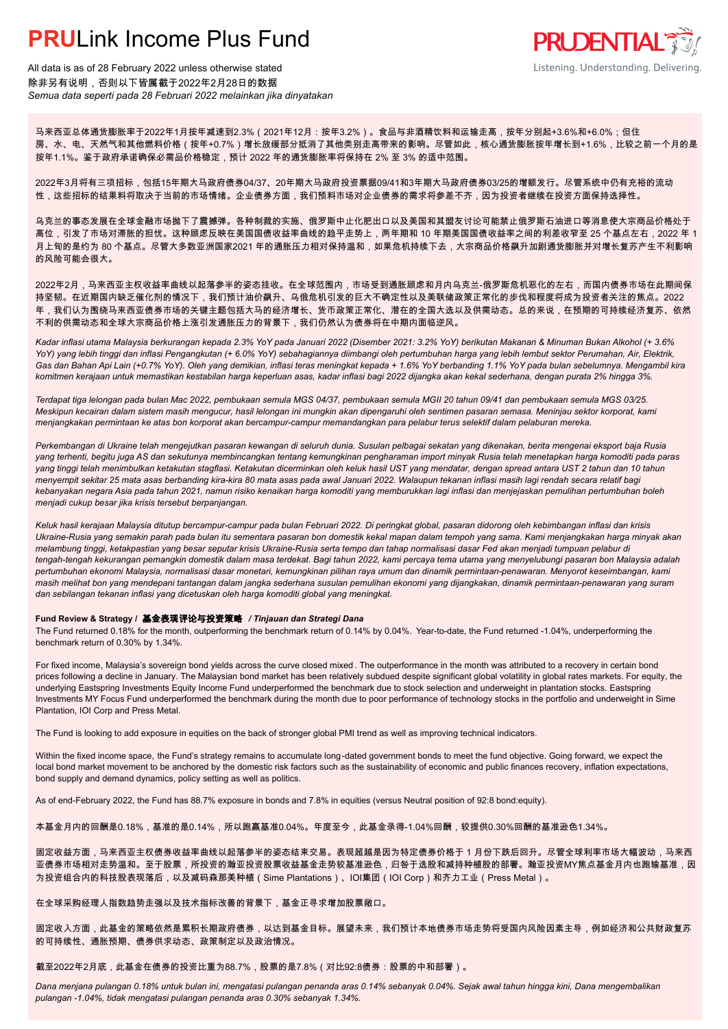# PRULink Income Plus Fund

All data is as of 28 February 2022 unless otherwise stated
除非另有说明，否则以下皆属截于2022年2月28日的数据
*Semua data seperti pada 28 Februari 2022 melainkan jika dinyatakan*

马来西亚总体通货膨胀率于2022年1月按年减速到2.3%（2021年12月：按年3.2%）。食品与非酒精饮料和运输走高，按年分别起+3.6%和+6.0%；但住房、水、电、天然气和其他燃料价格（按年+0.7%）增长放缓部分抵消了其他类别走高带来的影响。尽管如此，核心通货膨胀按年增长到+1.6%，比较之前一个月的是按年1.1%。鉴于政府承诺确保必需品价格稳定，预计 2022 年的通货膨胀率将保持在 2% 至 3% 的适中范围。

2022年3月将有三项招标，包括15年期大马政府债券04/37、20年期大马政府投资票据09/41和3年期大马政府债券03/25的增额发行。尽管系统中仍有充裕的流动性，这些招标的结果料将取决于当前的市场情绪。企业债券方面，我们预料市场对企业债券的需求将参差不齐，因为投资者继续在投资方面保持选择性。

乌克兰的事态发展在全球金融市场抛下了震撼弹。各种制裁的实施、俄罗斯中止化肥出口以及美国和其盟友讨论可能禁止俄罗斯石油进口等消息使大宗商品价格处于高位，引发了市场对滞胀的担忧。这种顾虑反映在美国国债收益率曲线的趋平走势上，两年期和 10 年期美国国债收益率之间的利差收窄至 25 个基点左右，2022 年 1 月上旬的是约为 80 个基点。尽管大多数亚洲国家2021 年的通胀压力相对保持温和，如果危机持续下去，大宗商品价格飙升加剧通货膨胀并对增长复苏产生不利影响的风险可能会很大。

2022年2月，马来西亚主权收益率曲线以起落参半的姿态挂收。在全球范围内，市场受到通胀顾虑和月内乌克兰-俄罗斯危机恶化的左右，而国内债券市场在此期间保持坚韧。在近期国内缺乏催化剂的情况下，我们预计油价飙升、乌俄危机引发的巨大不确定性以及美联储政策正常化的步伐和程度将成为投资者关注的焦点。2022 年，我们认为围绕马来西亚债券市场的关键主题包括大马的经济增长、货币政策正常化、潜在的全国大选以及供需动态。总的来说，在预期的可持续经济复苏、依然不利的供需动态和全球大宗商品价格上涨引发通胀压力的背景下，我们仍然认为债券将在中期内面临逆风。

*Kadar inflasi utama Malaysia berkurangan kepada 2.3% YoY pada Januari 2022 (Disember 2021: 3.2% YoY) berikutan Makanan & Minuman Bukan Alkohol (+ 3.6% YoY) yang lebih tinggi dan inflasi Pengangkutan (+ 6.0% YoY) sebahagiannya diimbangi oleh pertumbuhan harga yang lebih lembut sektor Perumahan, Air, Elektrik, Gas dan Bahan Api Lain (+0.7% YoY). Oleh yang demikian, inflasi teras meningkat kepada + 1.6% YoY berbanding 1.1% YoY pada bulan sebelumnya. Mengambil kira komitmen kerajaan untuk memastikan kestabilan harga keperluan asas, kadar inflasi bagi 2022 dijangka akan kekal sederhana, dengan purata 2% hingga 3%.*

*Terdapat tiga lelongan pada bulan Mac 2022, pembukaan semula MGS 04/37, pembukaan semula MGII 20 tahun 09/41 dan pembukaan semula MGS 03/25. Meskipun kecairan dalam sistem masih mencurah, hasil lelongan ini mungkin akan dipengaruhi oleh sentimen pasaran semasa. Meninjau sektor korporat, kami menjangkakan permintaan ke atas bon korporat akan bercampur-campur memandangkan para pelabur terus selektif dalam pelaburan mereka.*

*Perkembangan di Ukraine telah mengejutkan pasaran kewangan di seluruh dunia. Susulan pelbagai sekatan yang dikenakan, berita mengenai eksport baja Rusia yang terhenti, begitu juga AS dan sekutunya membincangkan tentang kemungkinan pengharaman import minyak Rusia telah menetapkan harga komoditi pada paras yang tinggi telah menimbulkan ketakutan stagflasi. Ketakutan dicerminkan oleh keluk hasil UST yang mendatar, dengan spread antara UST 2 tahun dan 10 tahun menyempit sekitar 25 mata asas berbanding kira-kira 80 mata asas pada awal Januari 2022. Walaupun tekanan inflasi masih lagi rendah secara relatif bagi kebanyakan negara Asia pada tahun 2021, namun risiko kenaikan harga komoditi yang memburukkan lagi inflasi dan menjejaskan pemulihan pertumbuhan boleh menjadi cukup besar jika krisis tersebut berpanjangan.*

*Keluk hasil kerajaan Malaysia ditutup bercampur-campur pada bulan Februari 2022. Di peringkat global, pasaran didorong oleh kebimbangan inflasi dan krisis Ukraine-Rusia yang semakin parah pada bulan itu sementara pasaran bon domestik kekal mapan dalam tempoh yang sama. Kami menjangkakan harga minyak akan melambung tinggi, ketakpastian yang besar seputar krisis Ukraine-Rusia serta tempo dan tahap normalisasi dasar Fed akan menjadi tumpuan pelabur di tengah-tengah kekurangan pemangkin domestik dalam masa terdekat. Bagi tahun 2022, kami percaya tema utama yang menyelubungi pasaran bon Malaysia adalah pertumbuhan ekonomi Malaysia, normalisasi dasar monetari, kemungkinan pilihan raya umum dan dinamik permintaan-penawaran. Menyorot keseimbangan, kami masih melihat bon yang mendepani tantangan dalam jangka sederhana susulan pemulihan ekonomi yang dijangkakan, dinamik permintaan-penawaran yang suram dan sebilangan tekanan inflasi yang dicetuskan oleh harga komoditi global yang meningkat.*

**Fund Review & Strategy / 基金表现评论与投资策略 / *Tinjauan dan Strategi Dana***

The Fund returned 0.18% for the month, outperforming the benchmark return of 0.14% by 0.04%. Year-to-date, the Fund returned -1.04%, underperforming the benchmark return of 0.30% by 1.34%.

For fixed income, Malaysia's sovereign bond yields across the curve closed mixed . The outperformance in the month was attributed to a recovery in certain bond prices following a decline in January. The Malaysian bond market has been relatively subdued despite significant global volatility in global rates markets. For equity, the underlying Eastspring Investments Equity Income Fund underperformed the benchmark due to stock selection and underweight in plantation stocks. Eastspring Investments MY Focus Fund underperformed the benchmark during the month due to poor performance of technology stocks in the portfolio and underweight in Sime Plantation, IOI Corp and Press Metal.

The Fund is looking to add exposure in equities on the back of stronger global PMI trend as well as improving technical indicators.

Within the fixed income space, the Fund's strategy remains to accumulate long-dated government bonds to meet the fund objective. Going forward, we expect the local bond market movement to be anchored by the domestic risk factors such as the sustainability of economic and public finances recovery, inflation expectations, bond supply and demand dynamics, policy setting as well as politics.

As of end-February 2022, the Fund has 88.7% exposure in bonds and 7.8% in equities (versus Neutral position of 92:8 bond:equity).

本基金月内的回酬是0.18%，基准的是0.14%，所以跑赢基准0.04%。年度至今，此基金录得-1.04%回酬，较提供0.30%回酬的基准逊色1.34%。

固定收益方面，马来西亚主权债券收益率曲线以起落参半的姿态结束交易。表现超越是因为特定债券价格于 1 月份下跌后回升。尽管全球利率市场大幅波动，马来西亚债券市场相对走势温和。至于股票，所投资的瀚亚投资股票收益基金走势较基准逊色，归咎于选股和减持种植股的部署。瀚亚投资MY焦点基金月内也跑输基准，因为投资组合内的科技股表现落后，以及减码森那美种植（Sime Plantations）、IOI集团（IOI Corp）和齐力工业（Press Metal）。

在全球采购经理人指数趋势走强以及技术指标改善的背景下，基金正寻求增加股票敞口。

固定收入方面，此基金的策略依然是累积长期政府债券，以达到基金目标。展望未来，我们预计本地债券市场走势将受国内风险因素主导，例如经济和公共财政复苏的可持续性、通胀预期、债券供求动态、政策制定以及政治情况。

截至2022年2月底，此基金在债券的投资比重为88.7%，股票的是7.8%（对比92:8债券：股票的中和部署）。

*Dana menjana pulangan 0.18% untuk bulan ini, mengatasi pulangan penanda aras 0.14% sebanyak 0.04%. Sejak awal tahun hingga kini, Dana mengembalikan pulangan -1.04%, tidak mengatasi pulangan penanda aras 0.30% sebanyak 1.34%.*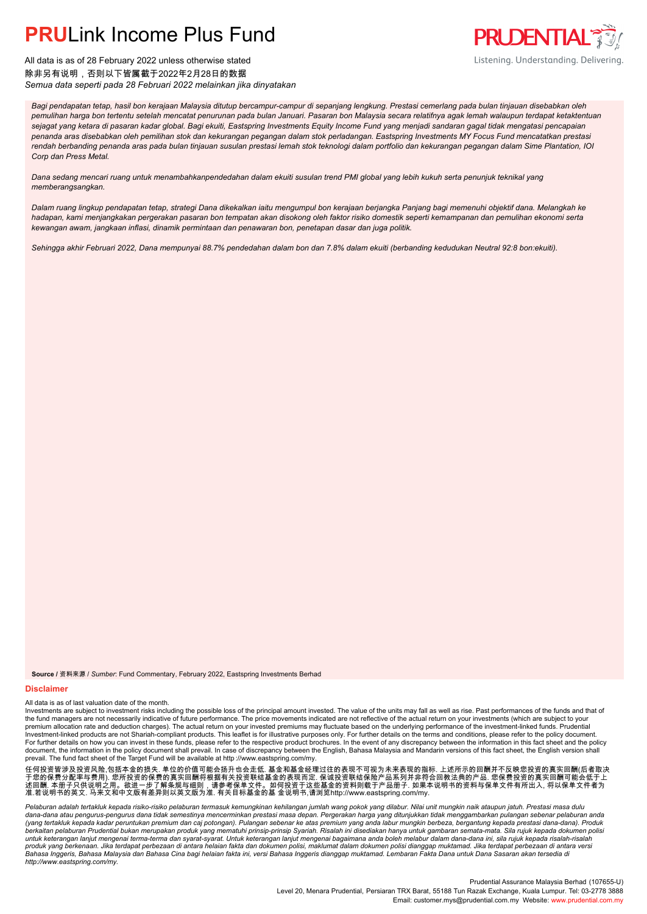# PRULink Income Plus Fund

All data is as of 28 February 2022 unless otherwise stated
除非另有说明，否则以下皆属截于2022年2月28日的数据
*Semua data seperti pada 28 Februari 2022 melainkan jika dinyatakan*

*Bagi pendapatan tetap, hasil bon kerajaan Malaysia ditutup bercampur-campur di sepanjang lengkung. Prestasi cemerlang pada bulan tinjauan disebabkan oleh pemulihan harga bon tertentu setelah mencatat penurunan pada bulan Januari. Pasaran bon Malaysia secara relatifnya agak lemah walaupun terdapat ketaktentuan sejagat yang ketara di pasaran kadar global. Bagi ekuiti, Eastspring Investments Equity Income Fund yang menjadi sandaran gagal tidak mengatasi pencapaian penanda aras disebabkan oleh pemilihan stok dan kekurangan pegangan dalam stok perdagangan. Eastspring Investments MY Focus Fund mencatatkan prestasi rendah berbanding penanda aras pada bulan tinjauan susulan prestasi lemah stok teknologi dalam portfolio dan kekurangan pegangan dalam Sime Plantation, IOI Corp dan Press Metal.*

*Dana sedang mencari ruang untuk menambahkanpendedahan dalam ekuiti susulan trend PMI global yang lebih kukuh serta penunjuk teknikal yang memberangsangkan.*

*Dalam ruang lingkup pendapatan tetap, strategi Dana dikekalkan iaitu mengumpul bon kerajaan berjangka Panjang bagi memenuhi objektif dana. Melangkah ke hadapan, kami menjangkakan pergerakan pasaran bon tempatan akan disokong oleh faktor risiko domestik seperti kemampanan dan pemulihan ekonomi serta kewangan awam, jangkaan inflasi, dinamik permintaan dan penawaran bon, penetapan dasar dan juga politik.*

*Sehingga akhir Februari 2022, Dana mempunyai 88.7% pendedahan dalam bon dan 7.8% dalam ekuiti (berbanding kedudukan Neutral 92:8 bon:ekuiti).*

**Source /** 资料来源 / *Sumber*: Fund Commentary, February 2022, Eastspring Investments Berhad

## Disclaimer

All data is as of last valuation date of the month.
Investments are subject to investment risks including the possible loss of the principal amount invested. The value of the units may fall as well as rise. Past performances of the funds and that of the fund managers are not necessarily indicative of future performance. The price movements indicated are not reflective of the actual return on your investments (which are subject to your premium allocation rate and deduction charges). The actual return on your invested premiums may fluctuate based on the underlying performance of the investment-linked funds. Prudential Investment-linked products are not Shariah-compliant products. This leaflet is for illustrative purposes only. For further details on the terms and conditions, please refer to the policy document. For further details on how you can invest in these funds, please refer to the respective product brochures. In the event of any discrepancy between the information in this fact sheet and the policy document, the information in the policy document shall prevail. In case of discrepancy between the English, Bahasa Malaysia and Mandarin versions of this fact sheet, the English version shall prevail. The fund fact sheet of the Target Fund will be available at http ://www.eastspring.com/my.

任何投资皆涉及投资风险,包括本金的损失. 单位的价值可能会扬升也会走低. 基金和基金经理过往的表现不可视为未来表现的指标. 上述所示的回酬并不反映您投资的真实回酬(后者取决于您的保费分配率与费用). 您所投资的保费的真实回酬将根据有关投资联结基金的表现而定. 保诚投资联结保险产品系列并非符合回教法典的产品. 您保费投资的真实回酬可能会低于上述回酬. 本册子只供说明之用。欲进一步了解条规与细则，请参考保单文件。如何投资于这些基金的资料则载于产品册子. 如果本说明书的资料与保单文件有所出入, 将以保单文件者为准.若说明书的英文. 马来文和中文版有差异则以英文版为准. 有关目标基金的基 金说明书,请浏览http://www.eastspring.com/my.

*Pelaburan adalah tertakluk kepada risiko-risiko pelaburan termasuk kemungkinan kehilangan jumlah wang pokok yang dilabur. Nilai unit mungkin naik ataupun jatuh. Prestasi masa dulu dana-dana atau pengurus-pengurus dana tidak semestinya mencerminkan prestasi masa depan. Pergerakan harga yang ditunjukkan tidak menggambarkan pulangan sebenar pelaburan anda (yang tertakluk kepada kadar peruntukan premium dan caj potongan). Pulangan sebenar ke atas premium yang anda labur mungkin berbeza, bergantung kepada prestasi dana-dana). Produk berkaitan pelaburan Prudential bukan merupakan produk yang mematuhi prinsip-prinsip Syariah. Risalah ini disediakan hanya untuk gambaran semata-mata. Sila rujuk kepada dokumen polisi untuk keterangan lanjut mengenai terma-terma dan syarat-syarat. Untuk keterangan lanjut mengenai bagaimana anda boleh melabur dalam dana-dana ini, sila rujuk kepada risalah-risalah produk yang berkenaan. Jika terdapat perbezaan di antara helaian fakta dan dokumen polisi, maklumat dalam dokumen polisi dianggap muktamad. Jika terdapat perbezaan di antara versi Bahasa Inggeris, Bahasa Malaysia dan Bahasa Cina bagi helaian fakta ini, versi Bahasa Inggeris dianggap muktamad. Lembaran Fakta Dana untuk Dana Sasaran akan tersedia di http://www.eastspring.com/my.*

Prudential Assurance Malaysia Berhad (107655-U)
Level 20, Menara Prudential, Persiaran TRX Barat, 55188 Tun Razak Exchange, Kuala Lumpur. Tel: 03-2778 3888
Email: customer.mys@prudential.com.my Website: www.prudential.com.my